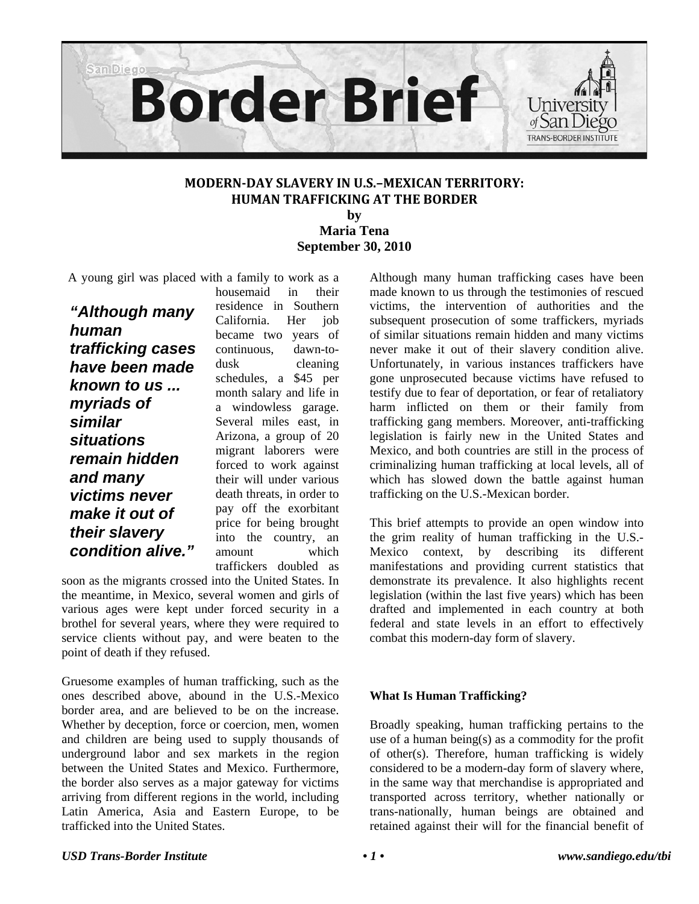San Diego **Border Brief**

University of San Diego TRANS-BORDER INSTITUTE

# MODERN-DAY SLAVERY IN U.S.–MEXICAN TERRITORY: HUMAN TRAFFICKING AT THE BORDER

**by**
**Maria Tena**
**September 30, 2010**

A young girl was placed with a family to work as a housemaid in their residence in Southern California. Her job became two years of continuous, dawn-to-dusk cleaning schedules, a $45 per month salary and life in a windowless garage. Several miles east, in Arizona, a group of 20 migrant laborers were forced to work against their will under various death threats, in order to pay off the exorbitant price for being brought into the country, an amount which traffickers doubled as soon as the migrants crossed into the United States. In the meantime, in Mexico, several women and girls of various ages were kept under forced security in a brothel for several years, where they were required to service clients without pay, and were beaten to the point of death if they refused.

> ***"Although many human trafficking cases have been made known to us ... myriads of similar situations remain hidden and many victims never make it out of their slavery condition alive."***

Gruesome examples of human trafficking, such as the ones described above, abound in the U.S.-Mexico border area, and are believed to be on the increase. Whether by deception, force or coercion, men, women and children are being used to supply thousands of underground labor and sex markets in the region between the United States and Mexico. Furthermore, the border also serves as a major gateway for victims arriving from different regions in the world, including Latin America, Asia and Eastern Europe, to be trafficked into the United States.

Although many human trafficking cases have been made known to us through the testimonies of rescued victims, the intervention of authorities and the subsequent prosecution of some traffickers, myriads of similar situations remain hidden and many victims never make it out of their slavery condition alive. Unfortunately, in various instances traffickers have gone unprosecuted because victims have refused to testify due to fear of deportation, or fear of retaliatory harm inflicted on them or their family from trafficking gang members. Moreover, anti-trafficking legislation is fairly new in the United States and Mexico, and both countries are still in the process of criminalizing human trafficking at local levels, all of which has slowed down the battle against human trafficking on the U.S.-Mexican border.

This brief attempts to provide an open window into the grim reality of human trafficking in the U.S.-Mexico context, by describing its different manifestations and providing current statistics that demonstrate its prevalence. It also highlights recent legislation (within the last five years) which has been drafted and implemented in each country at both federal and state levels in an effort to effectively combat this modern-day form of slavery.

**What Is Human Trafficking?**

Broadly speaking, human trafficking pertains to the use of a human being(s) as a commodity for the profit of other(s). Therefore, human trafficking is widely considered to be a modern-day form of slavery where, in the same way that merchandise is appropriated and transported across territory, whether nationally or trans-nationally, human beings are obtained and retained against their will for the financial benefit of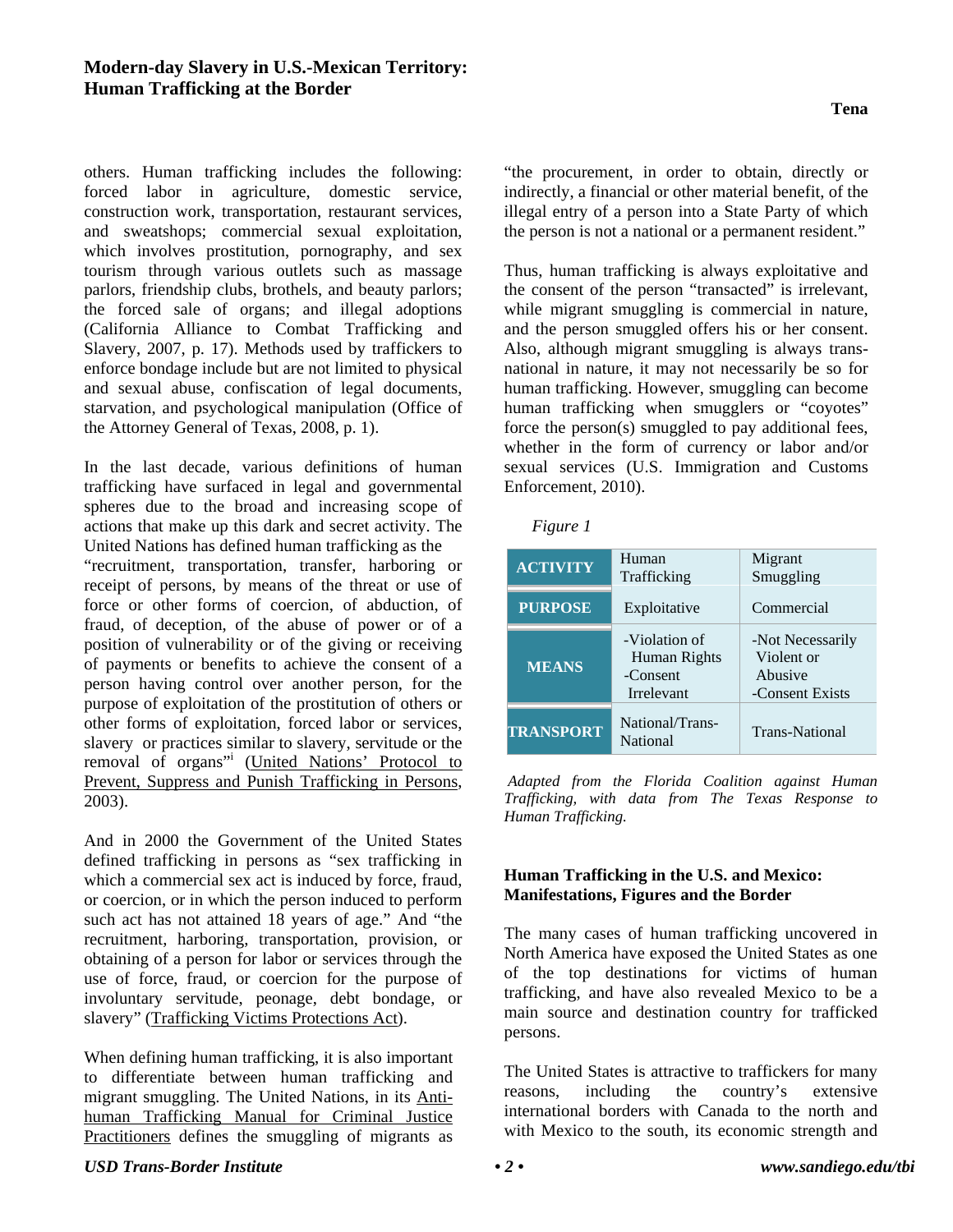others. Human trafficking includes the following: forced labor in agriculture, domestic service, construction work, transportation, restaurant services, and sweatshops; commercial sexual exploitation, which involves prostitution, pornography, and sex tourism through various outlets such as massage parlors, friendship clubs, brothels, and beauty parlors; the forced sale of organs; and illegal adoptions (California Alliance to Combat Trafficking and Slavery, 2007, p. 17). Methods used by traffickers to enforce bondage include but are not limited to physical and sexual abuse, confiscation of legal documents, starvation, and psychological manipulation (Office of the Attorney General of Texas, 2008, p. 1).

In the last decade, various definitions of human trafficking have surfaced in legal and governmental spheres due to the broad and increasing scope of actions that make up this dark and secret activity. The United Nations has defined human trafficking as the "recruitment, transportation, transfer, harboring or receipt of persons, by means of the threat or use of force or other forms of coercion, of abduction, of fraud, of deception, of the abuse of power or of a position of vulnerability or of the giving or receiving of payments or benefits to achieve the consent of a person having control over another person, for the purpose of exploitation of the prostitution of others or other forms of exploitation, forced labor or services, slavery or practices similar to slavery, servitude or the removal of organs"[i] (United Nations' Protocol to Prevent, Suppress and Punish Trafficking in Persons, 2003).

And in 2000 the Government of the United States defined trafficking in persons as "sex trafficking in which a commercial sex act is induced by force, fraud, or coercion, or in which the person induced to perform such act has not attained 18 years of age." And "the recruitment, harboring, transportation, provision, or obtaining of a person for labor or services through the use of force, fraud, or coercion for the purpose of involuntary servitude, peonage, debt bondage, or slavery" (Trafficking Victims Protections Act).

When defining human trafficking, it is also important to differentiate between human trafficking and migrant smuggling. The United Nations, in its Anti-human Trafficking Manual for Criminal Justice Practitioners defines the smuggling of migrants as "the procurement, in order to obtain, directly or indirectly, a financial or other material benefit, of the illegal entry of a person into a State Party of which the person is not a national or a permanent resident."

Thus, human trafficking is always exploitative and the consent of the person "transacted" is irrelevant, while migrant smuggling is commercial in nature, and the person smuggled offers his or her consent. Also, although migrant smuggling is always trans-national in nature, it may not necessarily be so for human trafficking. However, smuggling can become human trafficking when smugglers or "coyotes" force the person(s) smuggled to pay additional fees, whether in the form of currency or labor and/or sexual services (U.S. Immigration and Customs Enforcement, 2010).

*Figure 1*

| **ACTIVITY** | Human Trafficking | Migrant Smuggling |
|---|---|---|
| **PURPOSE** | Exploitative | Commercial |
| **MEANS** | -Violation of Human Rights<br>-Consent Irrelevant | -Not Necessarily Violent or Abusive<br>-Consent Exists |
| **TRANSPORT** | National/Trans-National | Trans-National |

*Adapted from the Florida Coalition against Human Trafficking, with data from The Texas Response to Human Trafficking.*

## Human Trafficking in the U.S. and Mexico: Manifestations, Figures and the Border

The many cases of human trafficking uncovered in North America have exposed the United States as one of the top destinations for victims of human trafficking, and have also revealed Mexico to be a main source and destination country for trafficked persons.

The United States is attractive to traffickers for many reasons, including the country's extensive international borders with Canada to the north and with Mexico to the south, its economic strength and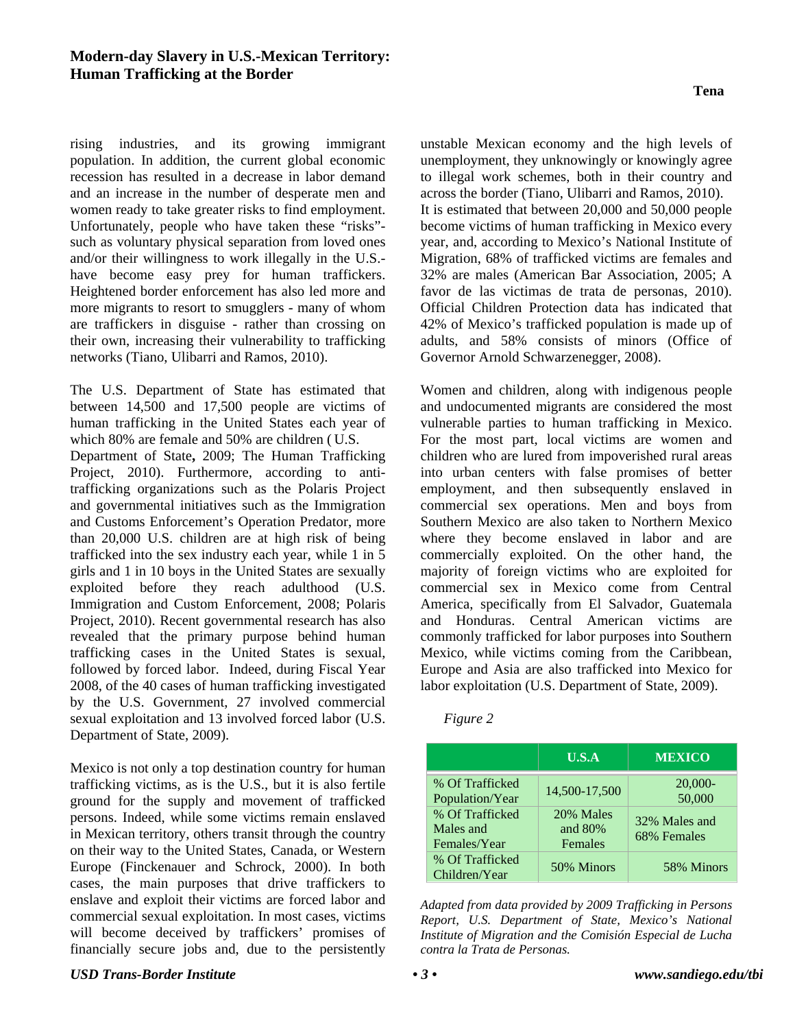rising industries, and its growing immigrant population. In addition, the current global economic recession has resulted in a decrease in labor demand and an increase in the number of desperate men and women ready to take greater risks to find employment. Unfortunately, people who have taken these "risks"- such as voluntary physical separation from loved ones and/or their willingness to work illegally in the U.S.- have become easy prey for human traffickers. Heightened border enforcement has also led more and more migrants to resort to smugglers - many of whom are traffickers in disguise - rather than crossing on their own, increasing their vulnerability to trafficking networks (Tiano, Ulibarri and Ramos, 2010).

The U.S. Department of State has estimated that between 14,500 and 17,500 people are victims of human trafficking in the United States each year of which 80% are female and 50% are children ( U.S. Department of State**,** 2009; The Human Trafficking Project, 2010). Furthermore, according to anti-trafficking organizations such as the Polaris Project and governmental initiatives such as the Immigration and Customs Enforcement's Operation Predator, more than 20,000 U.S. children are at high risk of being trafficked into the sex industry each year, while 1 in 5 girls and 1 in 10 boys in the United States are sexually exploited before they reach adulthood (U.S. Immigration and Custom Enforcement, 2008; Polaris Project, 2010). Recent governmental research has also revealed that the primary purpose behind human trafficking cases in the United States is sexual, followed by forced labor. Indeed, during Fiscal Year 2008, of the 40 cases of human trafficking investigated by the U.S. Government, 27 involved commercial sexual exploitation and 13 involved forced labor (U.S. Department of State, 2009).

Mexico is not only a top destination country for human trafficking victims, as is the U.S., but it is also fertile ground for the supply and movement of trafficked persons. Indeed, while some victims remain enslaved in Mexican territory, others transit through the country on their way to the United States, Canada, or Western Europe (Finckenauer and Schrock, 2000). In both cases, the main purposes that drive traffickers to enslave and exploit their victims are forced labor and commercial sexual exploitation. In most cases, victims will become deceived by traffickers' promises of financially secure jobs and, due to the persistently unstable Mexican economy and the high levels of unemployment, they unknowingly or knowingly agree to illegal work schemes, both in their country and across the border (Tiano, Ulibarri and Ramos, 2010).
It is estimated that between 20,000 and 50,000 people become victims of human trafficking in Mexico every year, and, according to Mexico's National Institute of Migration, 68% of trafficked victims are females and 32% are males (American Bar Association, 2005; A favor de las victimas de trata de personas, 2010). Official Children Protection data has indicated that 42% of Mexico's trafficked population is made up of adults, and 58% consists of minors (Office of Governor Arnold Schwarzenegger, 2008).

Women and children, along with indigenous people and undocumented migrants are considered the most vulnerable parties to human trafficking in Mexico. For the most part, local victims are women and children who are lured from impoverished rural areas into urban centers with false promises of better employment, and then subsequently enslaved in commercial sex operations. Men and boys from Southern Mexico are also taken to Northern Mexico where they become enslaved in labor and are commercially exploited. On the other hand, the majority of foreign victims who are exploited for commercial sex in Mexico come from Central America, specifically from El Salvador, Guatemala and Honduras. Central American victims are commonly trafficked for labor purposes into Southern Mexico, while victims coming from the Caribbean, Europe and Asia are also trafficked into Mexico for labor exploitation (U.S. Department of State, 2009).

*Figure 2*

| | U.S.A | MEXICO |
|---|---|---|
| % Of Trafficked Population/Year | 14,500-17,500 | 20,000-50,000 |
| % Of Trafficked Males and Females/Year | 20% Males and 80% Females | 32% Males and 68% Females |
| % Of Trafficked Children/Year | 50% Minors | 58% Minors |

*Adapted from data provided by 2009 Trafficking in Persons Report, U.S. Department of State, Mexico's National Institute of Migration and the Comisión Especial de Lucha contra la Trata de Personas.*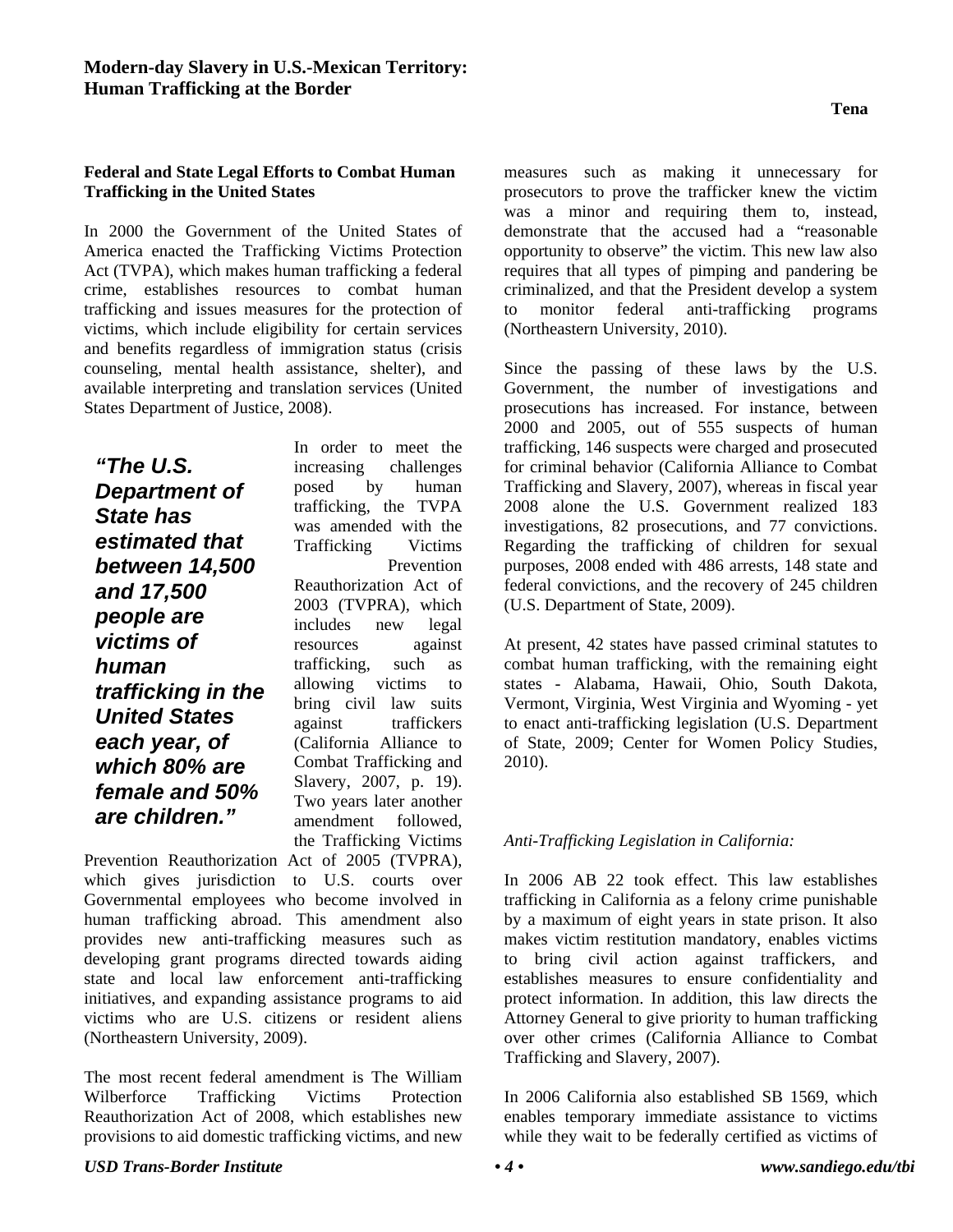### Federal and State Legal Efforts to Combat Human Trafficking in the United States

In 2000 the Government of the United States of America enacted the Trafficking Victims Protection Act (TVPA), which makes human trafficking a federal crime, establishes resources to combat human trafficking and issues measures for the protection of victims, which include eligibility for certain services and benefits regardless of immigration status (crisis counseling, mental health assistance, shelter), and available interpreting and translation services (United States Department of Justice, 2008).

> ***"The U.S. Department of State has estimated that between 14,500 and 17,500 people are victims of human trafficking in the United States each year, of which 80% are female and 50% are children."***

In order to meet the increasing challenges posed by human trafficking, the TVPA was amended with the Trafficking Victims Prevention Reauthorization Act of 2003 (TVPRA), which includes new legal resources against trafficking, such as allowing victims to bring civil law suits against traffickers (California Alliance to Combat Trafficking and Slavery, 2007, p. 19). Two years later another amendment followed, the Trafficking Victims Prevention Reauthorization Act of 2005 (TVPRA), which gives jurisdiction to U.S. courts over Governmental employees who become involved in human trafficking abroad. This amendment also provides new anti-trafficking measures such as developing grant programs directed towards aiding state and local law enforcement anti-trafficking initiatives, and expanding assistance programs to aid victims who are U.S. citizens or resident aliens (Northeastern University, 2009).

The most recent federal amendment is The William Wilberforce Trafficking Victims Protection Reauthorization Act of 2008, which establishes new provisions to aid domestic trafficking victims, and new measures such as making it unnecessary for prosecutors to prove the trafficker knew the victim was a minor and requiring them to, instead, demonstrate that the accused had a "reasonable opportunity to observe" the victim. This new law also requires that all types of pimping and pandering be criminalized, and that the President develop a system to monitor federal anti-trafficking programs (Northeastern University, 2010).

Since the passing of these laws by the U.S. Government, the number of investigations and prosecutions has increased. For instance, between 2000 and 2005, out of 555 suspects of human trafficking, 146 suspects were charged and prosecuted for criminal behavior (California Alliance to Combat Trafficking and Slavery, 2007), whereas in fiscal year 2008 alone the U.S. Government realized 183 investigations, 82 prosecutions, and 77 convictions. Regarding the trafficking of children for sexual purposes, 2008 ended with 486 arrests, 148 state and federal convictions, and the recovery of 245 children (U.S. Department of State, 2009).

At present, 42 states have passed criminal statutes to combat human trafficking, with the remaining eight states - Alabama, Hawaii, Ohio, South Dakota, Vermont, Virginia, West Virginia and Wyoming - yet to enact anti-trafficking legislation (U.S. Department of State, 2009; Center for Women Policy Studies, 2010).

*Anti-Trafficking Legislation in California:*

In 2006 AB 22 took effect. This law establishes trafficking in California as a felony crime punishable by a maximum of eight years in state prison. It also makes victim restitution mandatory, enables victims to bring civil action against traffickers, and establishes measures to ensure confidentiality and protect information. In addition, this law directs the Attorney General to give priority to human trafficking over other crimes (California Alliance to Combat Trafficking and Slavery, 2007).

In 2006 California also established SB 1569, which enables temporary immediate assistance to victims while they wait to be federally certified as victims of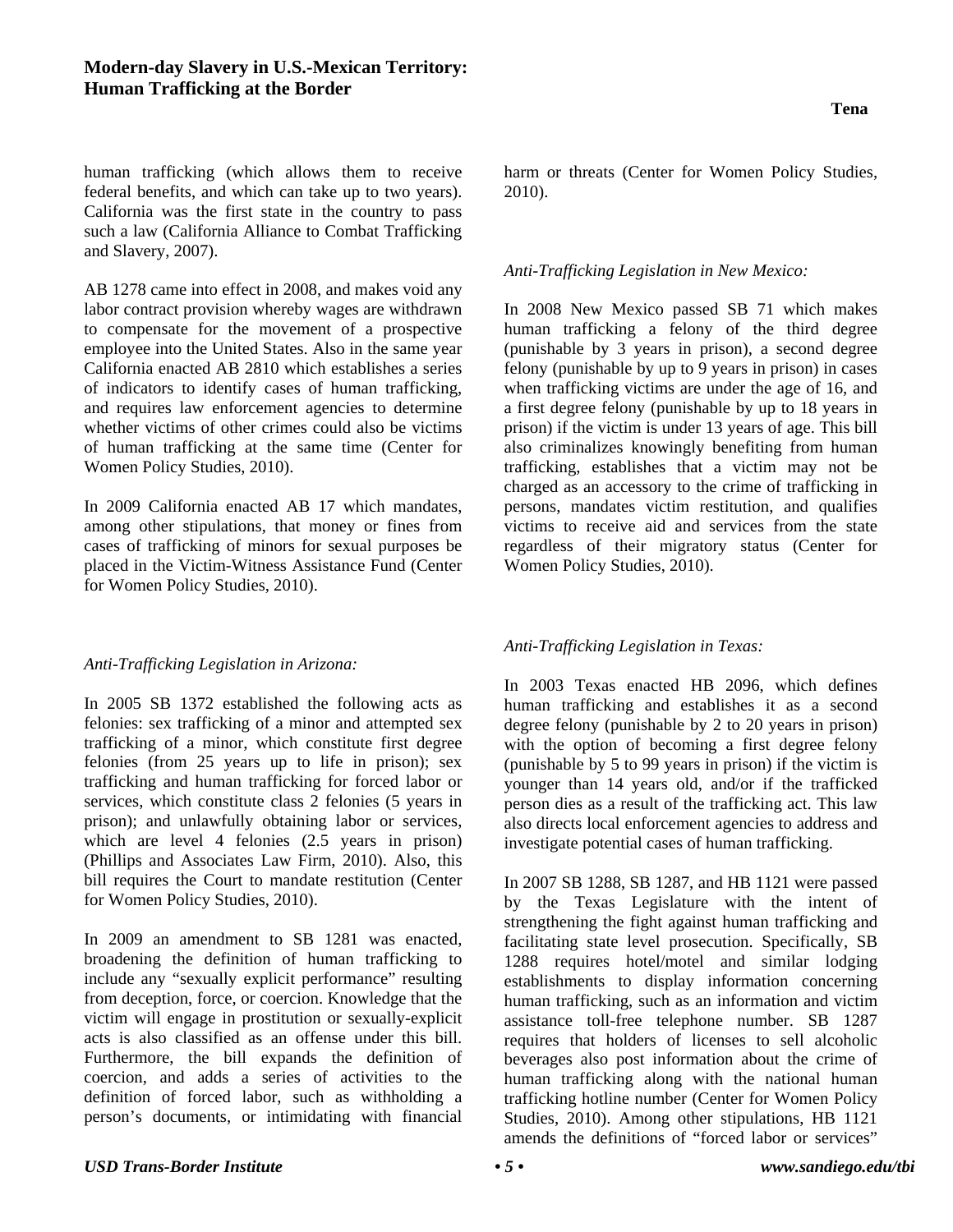human trafficking (which allows them to receive federal benefits, and which can take up to two years). California was the first state in the country to pass such a law (California Alliance to Combat Trafficking and Slavery, 2007).

AB 1278 came into effect in 2008, and makes void any labor contract provision whereby wages are withdrawn to compensate for the movement of a prospective employee into the United States. Also in the same year California enacted AB 2810 which establishes a series of indicators to identify cases of human trafficking, and requires law enforcement agencies to determine whether victims of other crimes could also be victims of human trafficking at the same time (Center for Women Policy Studies, 2010).

In 2009 California enacted AB 17 which mandates, among other stipulations, that money or fines from cases of trafficking of minors for sexual purposes be placed in the Victim-Witness Assistance Fund (Center for Women Policy Studies, 2010).

*Anti-Trafficking Legislation in Arizona:*

In 2005 SB 1372 established the following acts as felonies: sex trafficking of a minor and attempted sex trafficking of a minor, which constitute first degree felonies (from 25 years up to life in prison); sex trafficking and human trafficking for forced labor or services, which constitute class 2 felonies (5 years in prison); and unlawfully obtaining labor or services, which are level 4 felonies (2.5 years in prison) (Phillips and Associates Law Firm, 2010). Also, this bill requires the Court to mandate restitution (Center for Women Policy Studies, 2010).

In 2009 an amendment to SB 1281 was enacted, broadening the definition of human trafficking to include any "sexually explicit performance" resulting from deception, force, or coercion. Knowledge that the victim will engage in prostitution or sexually-explicit acts is also classified as an offense under this bill. Furthermore, the bill expands the definition of coercion, and adds a series of activities to the definition of forced labor, such as withholding a person's documents, or intimidating with financial harm or threats (Center for Women Policy Studies, 2010).

*Anti-Trafficking Legislation in New Mexico:*

In 2008 New Mexico passed SB 71 which makes human trafficking a felony of the third degree (punishable by 3 years in prison), a second degree felony (punishable by up to 9 years in prison) in cases when trafficking victims are under the age of 16, and a first degree felony (punishable by up to 18 years in prison) if the victim is under 13 years of age. This bill also criminalizes knowingly benefiting from human trafficking, establishes that a victim may not be charged as an accessory to the crime of trafficking in persons, mandates victim restitution, and qualifies victims to receive aid and services from the state regardless of their migratory status (Center for Women Policy Studies, 2010).

*Anti-Trafficking Legislation in Texas:*

In 2003 Texas enacted HB 2096, which defines human trafficking and establishes it as a second degree felony (punishable by 2 to 20 years in prison) with the option of becoming a first degree felony (punishable by 5 to 99 years in prison) if the victim is younger than 14 years old, and/or if the trafficked person dies as a result of the trafficking act. This law also directs local enforcement agencies to address and investigate potential cases of human trafficking.

In 2007 SB 1288, SB 1287, and HB 1121 were passed by the Texas Legislature with the intent of strengthening the fight against human trafficking and facilitating state level prosecution. Specifically, SB 1288 requires hotel/motel and similar lodging establishments to display information concerning human trafficking, such as an information and victim assistance toll-free telephone number. SB 1287 requires that holders of licenses to sell alcoholic beverages also post information about the crime of human trafficking along with the national human trafficking hotline number (Center for Women Policy Studies, 2010). Among other stipulations, HB 1121 amends the definitions of "forced labor or services"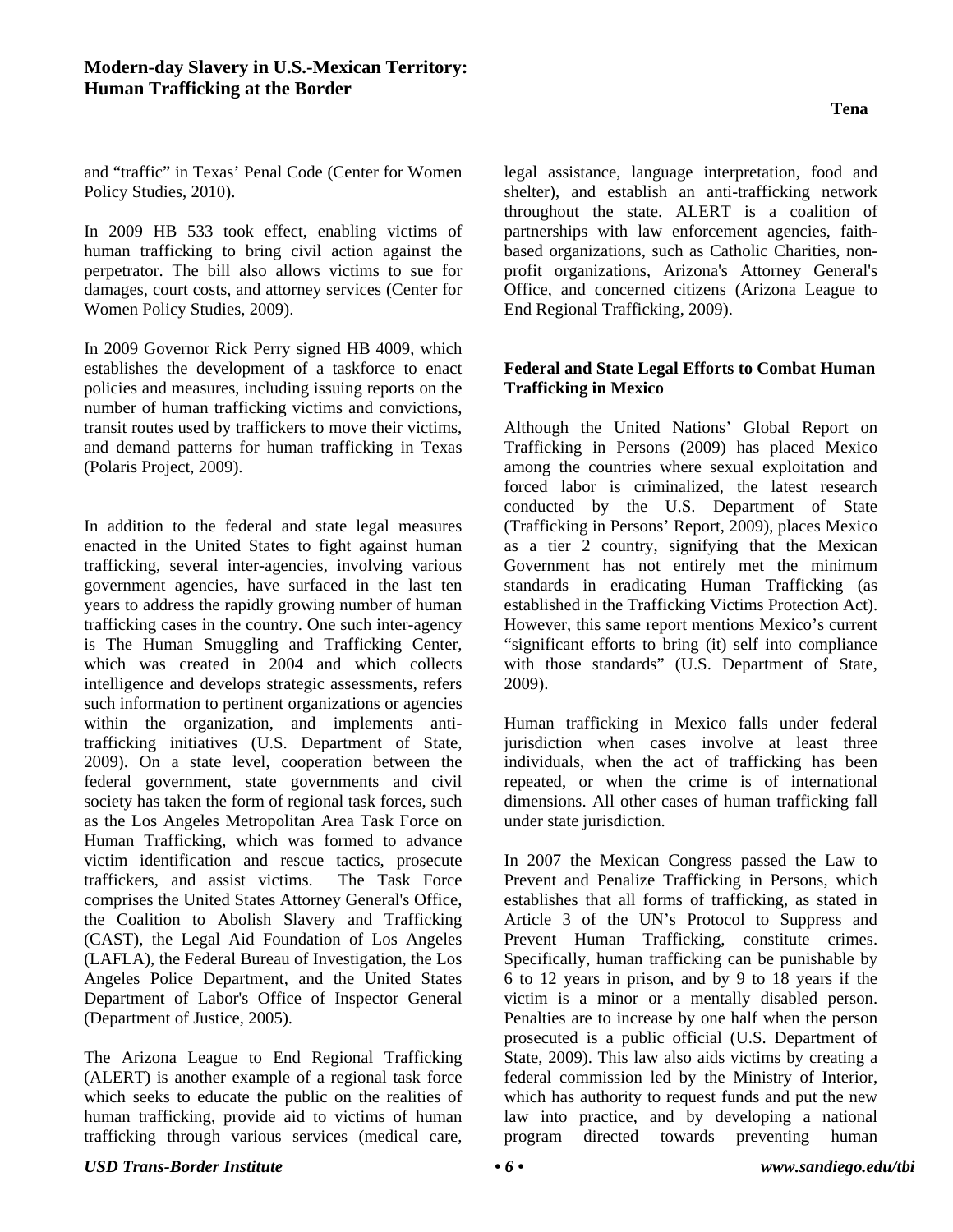and "traffic" in Texas' Penal Code (Center for Women Policy Studies, 2010).

In 2009 HB 533 took effect, enabling victims of human trafficking to bring civil action against the perpetrator. The bill also allows victims to sue for damages, court costs, and attorney services (Center for Women Policy Studies, 2009).

In 2009 Governor Rick Perry signed HB 4009, which establishes the development of a taskforce to enact policies and measures, including issuing reports on the number of human trafficking victims and convictions, transit routes used by traffickers to move their victims, and demand patterns for human trafficking in Texas (Polaris Project, 2009).

In addition to the federal and state legal measures enacted in the United States to fight against human trafficking, several inter-agencies, involving various government agencies, have surfaced in the last ten years to address the rapidly growing number of human trafficking cases in the country. One such inter-agency is The Human Smuggling and Trafficking Center, which was created in 2004 and which collects intelligence and develops strategic assessments, refers such information to pertinent organizations or agencies within the organization, and implements anti-trafficking initiatives (U.S. Department of State, 2009). On a state level, cooperation between the federal government, state governments and civil society has taken the form of regional task forces, such as the Los Angeles Metropolitan Area Task Force on Human Trafficking, which was formed to advance victim identification and rescue tactics, prosecute traffickers, and assist victims. The Task Force comprises the United States Attorney General's Office, the Coalition to Abolish Slavery and Trafficking (CAST), the Legal Aid Foundation of Los Angeles (LAFLA), the Federal Bureau of Investigation, the Los Angeles Police Department, and the United States Department of Labor's Office of Inspector General (Department of Justice, 2005).

The Arizona League to End Regional Trafficking (ALERT) is another example of a regional task force which seeks to educate the public on the realities of human trafficking, provide aid to victims of human trafficking through various services (medical care, legal assistance, language interpretation, food and shelter), and establish an anti-trafficking network throughout the state. ALERT is a coalition of partnerships with law enforcement agencies, faith-based organizations, such as Catholic Charities, non-profit organizations, Arizona's Attorney General's Office, and concerned citizens (Arizona League to End Regional Trafficking, 2009).

### Federal and State Legal Efforts to Combat Human Trafficking in Mexico

Although the United Nations' Global Report on Trafficking in Persons (2009) has placed Mexico among the countries where sexual exploitation and forced labor is criminalized, the latest research conducted by the U.S. Department of State (Trafficking in Persons' Report, 2009), places Mexico as a tier 2 country, signifying that the Mexican Government has not entirely met the minimum standards in eradicating Human Trafficking (as established in the Trafficking Victims Protection Act). However, this same report mentions Mexico's current "significant efforts to bring (it) self into compliance with those standards" (U.S. Department of State, 2009).

Human trafficking in Mexico falls under federal jurisdiction when cases involve at least three individuals, when the act of trafficking has been repeated, or when the crime is of international dimensions. All other cases of human trafficking fall under state jurisdiction.

In 2007 the Mexican Congress passed the Law to Prevent and Penalize Trafficking in Persons, which establishes that all forms of trafficking, as stated in Article 3 of the UN's Protocol to Suppress and Prevent Human Trafficking, constitute crimes. Specifically, human trafficking can be punishable by 6 to 12 years in prison, and by 9 to 18 years if the victim is a minor or a mentally disabled person. Penalties are to increase by one half when the person prosecuted is a public official (U.S. Department of State, 2009). This law also aids victims by creating a federal commission led by the Ministry of Interior, which has authority to request funds and put the new law into practice, and by developing a national program directed towards preventing human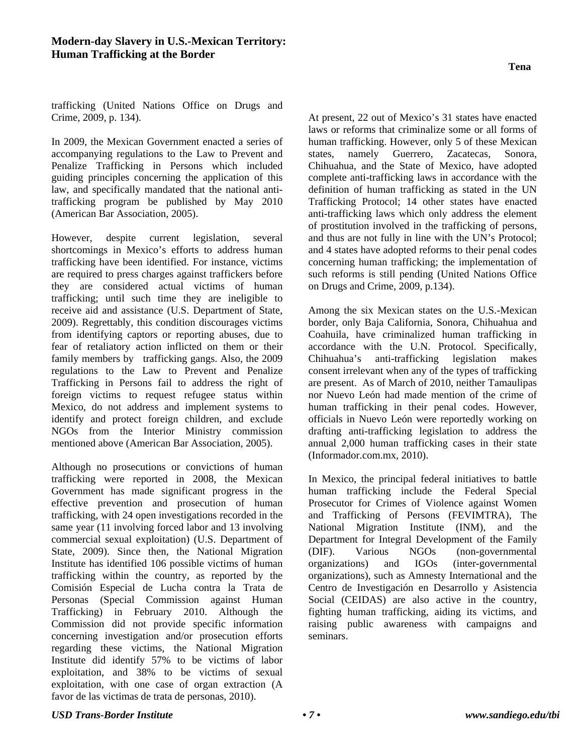trafficking (United Nations Office on Drugs and Crime, 2009, p. 134).

In 2009, the Mexican Government enacted a series of accompanying regulations to the Law to Prevent and Penalize Trafficking in Persons which included guiding principles concerning the application of this law, and specifically mandated that the national anti-trafficking program be published by May 2010 (American Bar Association, 2005).

However, despite current legislation, several shortcomings in Mexico's efforts to address human trafficking have been identified. For instance, victims are required to press charges against traffickers before they are considered actual victims of human trafficking; until such time they are ineligible to receive aid and assistance (U.S. Department of State, 2009). Regrettably, this condition discourages victims from identifying captors or reporting abuses, due to fear of retaliatory action inflicted on them or their family members by trafficking gangs. Also, the 2009 regulations to the Law to Prevent and Penalize Trafficking in Persons fail to address the right of foreign victims to request refugee status within Mexico, do not address and implement systems to identify and protect foreign children, and exclude NGOs from the Interior Ministry commission mentioned above (American Bar Association, 2005).

Although no prosecutions or convictions of human trafficking were reported in 2008, the Mexican Government has made significant progress in the effective prevention and prosecution of human trafficking, with 24 open investigations recorded in the same year (11 involving forced labor and 13 involving commercial sexual exploitation) (U.S. Department of State, 2009). Since then, the National Migration Institute has identified 106 possible victims of human trafficking within the country, as reported by the Comisión Especial de Lucha contra la Trata de Personas (Special Commission against Human Trafficking) in February 2010. Although the Commission did not provide specific information concerning investigation and/or prosecution efforts regarding these victims, the National Migration Institute did identify 57% to be victims of labor exploitation, and 38% to be victims of sexual exploitation, with one case of organ extraction (A favor de las victimas de trata de personas, 2010).

At present, 22 out of Mexico's 31 states have enacted laws or reforms that criminalize some or all forms of human trafficking. However, only 5 of these Mexican states, namely Guerrero, Zacatecas, Sonora, Chihuahua, and the State of Mexico, have adopted complete anti-trafficking laws in accordance with the definition of human trafficking as stated in the UN Trafficking Protocol; 14 other states have enacted anti-trafficking laws which only address the element of prostitution involved in the trafficking of persons, and thus are not fully in line with the UN's Protocol; and 4 states have adopted reforms to their penal codes concerning human trafficking; the implementation of such reforms is still pending (United Nations Office on Drugs and Crime, 2009, p.134).

Among the six Mexican states on the U.S.-Mexican border, only Baja California, Sonora, Chihuahua and Coahuila, have criminalized human trafficking in accordance with the U.N. Protocol. Specifically, Chihuahua's anti-trafficking legislation makes consent irrelevant when any of the types of trafficking are present. As of March of 2010, neither Tamaulipas nor Nuevo León had made mention of the crime of human trafficking in their penal codes. However, officials in Nuevo León were reportedly working on drafting anti-trafficking legislation to address the annual 2,000 human trafficking cases in their state (Informador.com.mx, 2010).

In Mexico, the principal federal initiatives to battle human trafficking include the Federal Special Prosecutor for Crimes of Violence against Women and Trafficking of Persons (FEVIMTRA), The National Migration Institute (INM), and the Department for Integral Development of the Family (DIF). Various NGOs (non-governmental organizations) and IGOs (inter-governmental organizations), such as Amnesty International and the Centro de Investigación en Desarrollo y Asistencia Social (CEIDAS) are also active in the country, fighting human trafficking, aiding its victims, and raising public awareness with campaigns and seminars.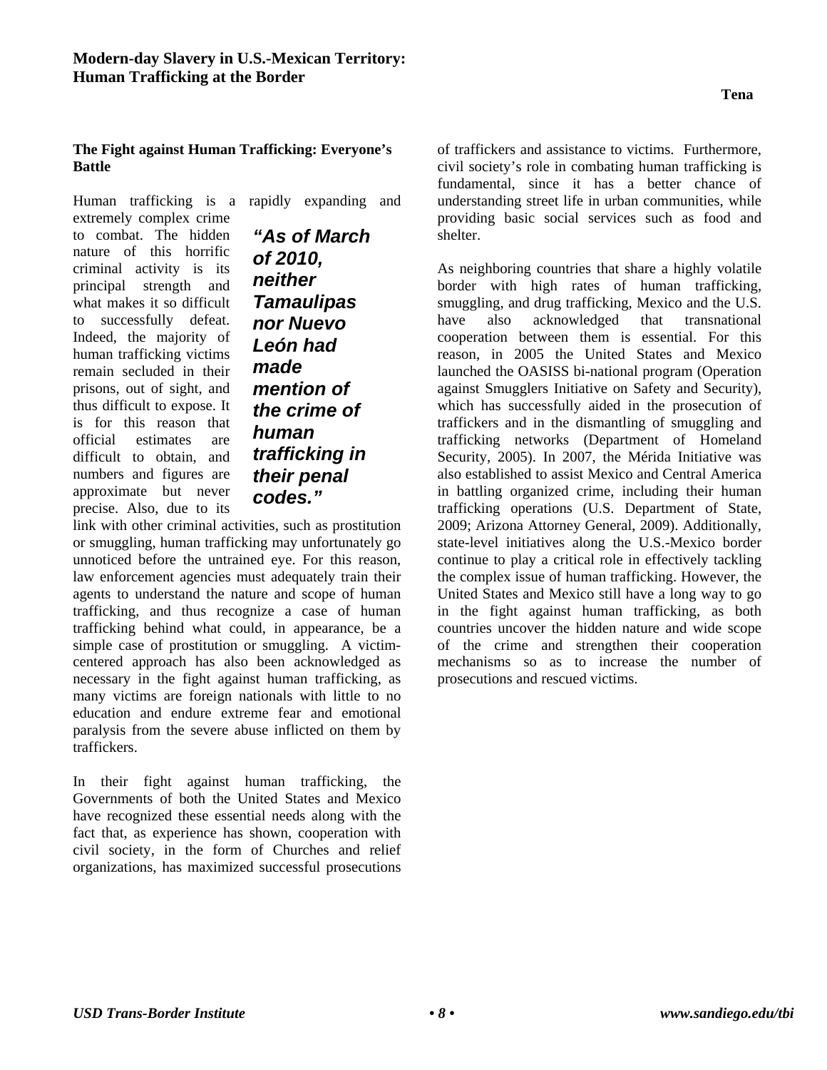## The Fight against Human Trafficking: Everyone's Battle

Human trafficking is a rapidly expanding and extremely complex crime to combat. The hidden nature of this horrific criminal activity is its principal strength and what makes it so difficult to successfully defeat. Indeed, the majority of human trafficking victims remain secluded in their prisons, out of sight, and thus difficult to expose. It is for this reason that official estimates are difficult to obtain, and numbers and figures are approximate but never precise. Also, due to its link with other criminal activities, such as prostitution or smuggling, human trafficking may unfortunately go unnoticed before the untrained eye. For this reason, law enforcement agencies must adequately train their agents to understand the nature and scope of human trafficking, and thus recognize a case of human trafficking behind what could, in appearance, be a simple case of prostitution or smuggling. A victim-centered approach has also been acknowledged as necessary in the fight against human trafficking, as many victims are foreign nationals with little to no education and endure extreme fear and emotional paralysis from the severe abuse inflicted on them by traffickers.

> ***"As of March of 2010, neither Tamaulipas nor Nuevo León had made mention of the crime of human trafficking in their penal codes."***

In their fight against human trafficking, the Governments of both the United States and Mexico have recognized these essential needs along with the fact that, as experience has shown, cooperation with civil society, in the form of Churches and relief organizations, has maximized successful prosecutions of traffickers and assistance to victims. Furthermore, civil society's role in combating human trafficking is fundamental, since it has a better chance of understanding street life in urban communities, while providing basic social services such as food and shelter.

As neighboring countries that share a highly volatile border with high rates of human trafficking, smuggling, and drug trafficking, Mexico and the U.S. have also acknowledged that transnational cooperation between them is essential. For this reason, in 2005 the United States and Mexico launched the OASISS bi-national program (Operation against Smugglers Initiative on Safety and Security), which has successfully aided in the prosecution of traffickers and in the dismantling of smuggling and trafficking networks (Department of Homeland Security, 2005). In 2007, the Mérida Initiative was also established to assist Mexico and Central America in battling organized crime, including their human trafficking operations (U.S. Department of State, 2009; Arizona Attorney General, 2009). Additionally, state-level initiatives along the U.S.-Mexico border continue to play a critical role in effectively tackling the complex issue of human trafficking. However, the United States and Mexico still have a long way to go in the fight against human trafficking, as both countries uncover the hidden nature and wide scope of the crime and strengthen their cooperation mechanisms so as to increase the number of prosecutions and rescued victims.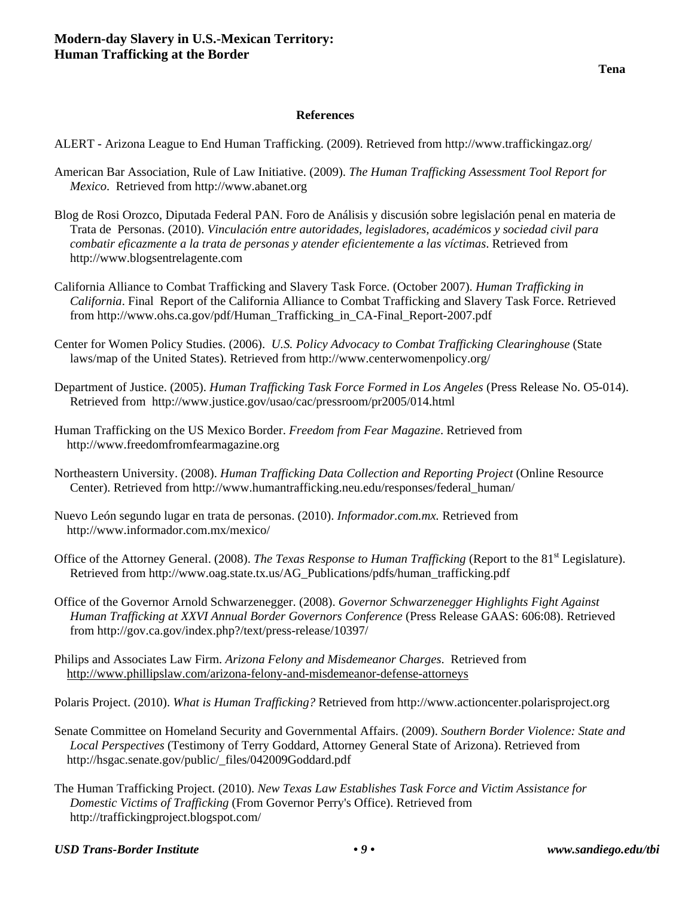## References

ALERT - Arizona League to End Human Trafficking. (2009). Retrieved from http://www.traffickingaz.org/

American Bar Association, Rule of Law Initiative. (2009). *The Human Trafficking Assessment Tool Report for Mexico*. Retrieved from http://www.abanet.org

Blog de Rosi Orozco, Diputada Federal PAN. Foro de Análisis y discusión sobre legislación penal en materia de Trata de Personas. (2010). *Vinculación entre autoridades, legisladores, académicos y sociedad civil para combatir eficazmente a la trata de personas y atender eficientemente a las víctimas*. Retrieved from http://www.blogsentrelagente.com

California Alliance to Combat Trafficking and Slavery Task Force. (October 2007). *Human Trafficking in California*. Final Report of the California Alliance to Combat Trafficking and Slavery Task Force. Retrieved from http://www.ohs.ca.gov/pdf/Human_Trafficking_in_CA-Final_Report-2007.pdf

Center for Women Policy Studies. (2006). *U.S. Policy Advocacy to Combat Trafficking Clearinghouse* (State laws/map of the United States). Retrieved from http://www.centerwomenpolicy.org/

Department of Justice. (2005). *Human Trafficking Task Force Formed in Los Angeles* (Press Release No. O5-014). Retrieved from http://www.justice.gov/usao/cac/pressroom/pr2005/014.html

Human Trafficking on the US Mexico Border. *Freedom from Fear Magazine*. Retrieved from http://www.freedomfromfearmagazine.org

Northeastern University. (2008). *Human Trafficking Data Collection and Reporting Project* (Online Resource Center). Retrieved from http://www.humantrafficking.neu.edu/responses/federal_human/

Nuevo León segundo lugar en trata de personas. (2010). *Informador.com.mx.* Retrieved from http://www.informador.com.mx/mexico/

Office of the Attorney General. (2008). *The Texas Response to Human Trafficking* (Report to the 81st Legislature). Retrieved from http://www.oag.state.tx.us/AG_Publications/pdfs/human_trafficking.pdf

Office of the Governor Arnold Schwarzenegger. (2008). *Governor Schwarzenegger Highlights Fight Against Human Trafficking at XXVI Annual Border Governors Conference* (Press Release GAAS: 606:08). Retrieved from http://gov.ca.gov/index.php?/text/press-release/10397/

Philips and Associates Law Firm. *Arizona Felony and Misdemeanor Charges*. Retrieved from http://www.phillipslaw.com/arizona-felony-and-misdemeanor-defense-attorneys

Polaris Project. (2010). *What is Human Trafficking?* Retrieved from http://www.actioncenter.polarisproject.org

Senate Committee on Homeland Security and Governmental Affairs. (2009). *Southern Border Violence: State and Local Perspectives* (Testimony of Terry Goddard, Attorney General State of Arizona). Retrieved from http://hsgac.senate.gov/public/_files/042009Goddard.pdf

The Human Trafficking Project. (2010). *New Texas Law Establishes Task Force and Victim Assistance for Domestic Victims of Trafficking* (From Governor Perry's Office). Retrieved from http://traffickingproject.blogspot.com/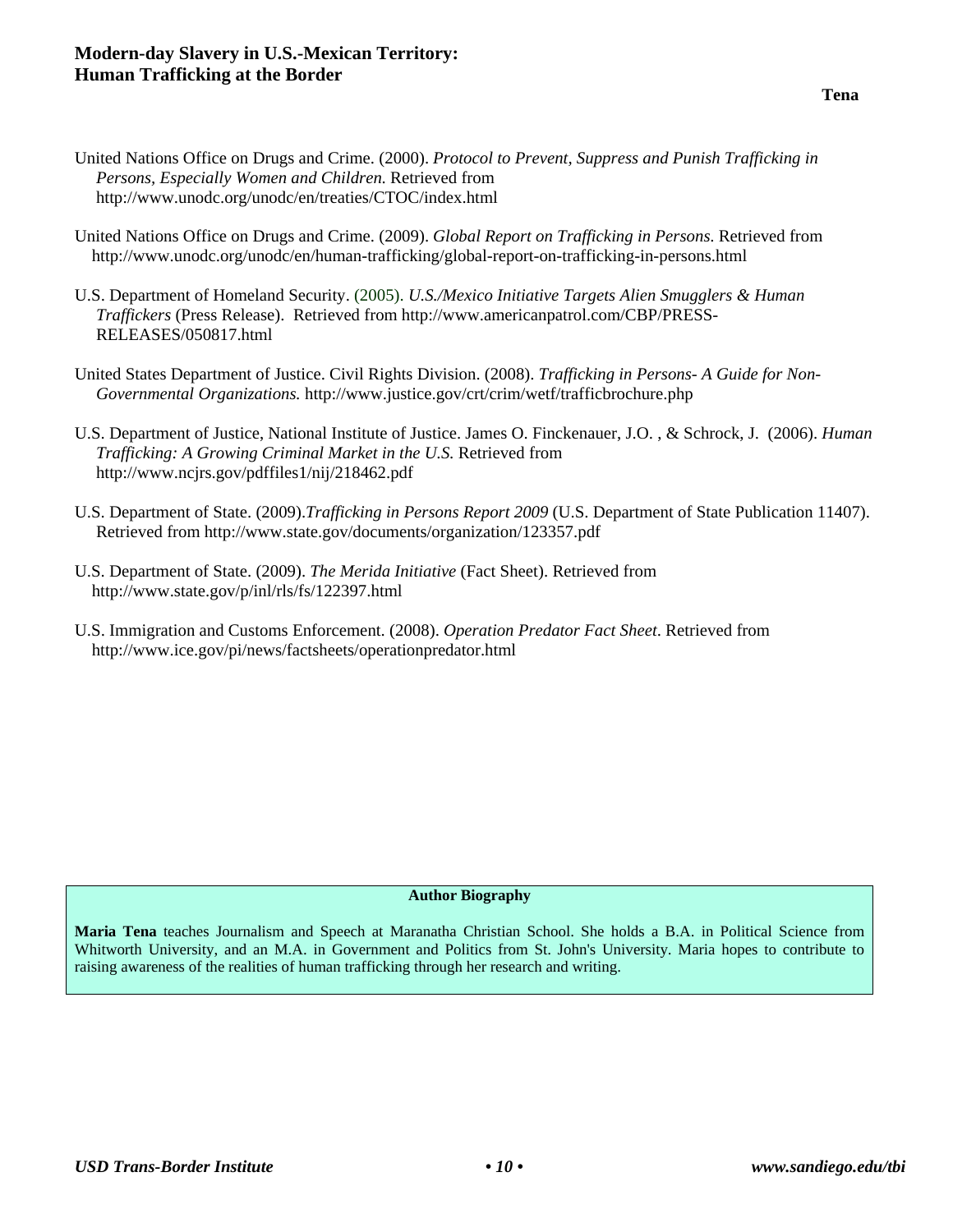United Nations Office on Drugs and Crime. (2000). *Protocol to Prevent, Suppress and Punish Trafficking in Persons, Especially Women and Children.* Retrieved from http://www.unodc.org/unodc/en/treaties/CTOC/index.html

United Nations Office on Drugs and Crime. (2009). *Global Report on Trafficking in Persons.* Retrieved from http://www.unodc.org/unodc/en/human-trafficking/global-report-on-trafficking-in-persons.html

U.S. Department of Homeland Security. (2005). *U.S./Mexico Initiative Targets Alien Smugglers & Human Traffickers* (Press Release). Retrieved from http://www.americanpatrol.com/CBP/PRESS-RELEASES/050817.html

United States Department of Justice. Civil Rights Division. (2008). *Trafficking in Persons- A Guide for Non-Governmental Organizations.* http://www.justice.gov/crt/crim/wetf/trafficbrochure.php

U.S. Department of Justice, National Institute of Justice. James O. Finckenauer, J.O. , & Schrock, J. (2006). *Human Trafficking: A Growing Criminal Market in the U.S.* Retrieved from http://www.ncjrs.gov/pdffiles1/nij/218462.pdf

U.S. Department of State. (2009).*Trafficking in Persons Report 2009* (U.S. Department of State Publication 11407). Retrieved from http://www.state.gov/documents/organization/123357.pdf

U.S. Department of State. (2009). *The Merida Initiative* (Fact Sheet). Retrieved from http://www.state.gov/p/inl/rls/fs/122397.html

U.S. Immigration and Customs Enforcement. (2008). *Operation Predator Fact Sheet*. Retrieved from http://www.ice.gov/pi/news/factsheets/operationpredator.html

**Author Biography**

**Maria Tena** teaches Journalism and Speech at Maranatha Christian School. She holds a B.A. in Political Science from Whitworth University, and an M.A. in Government and Politics from St. John's University. Maria hopes to contribute to raising awareness of the realities of human trafficking through her research and writing.